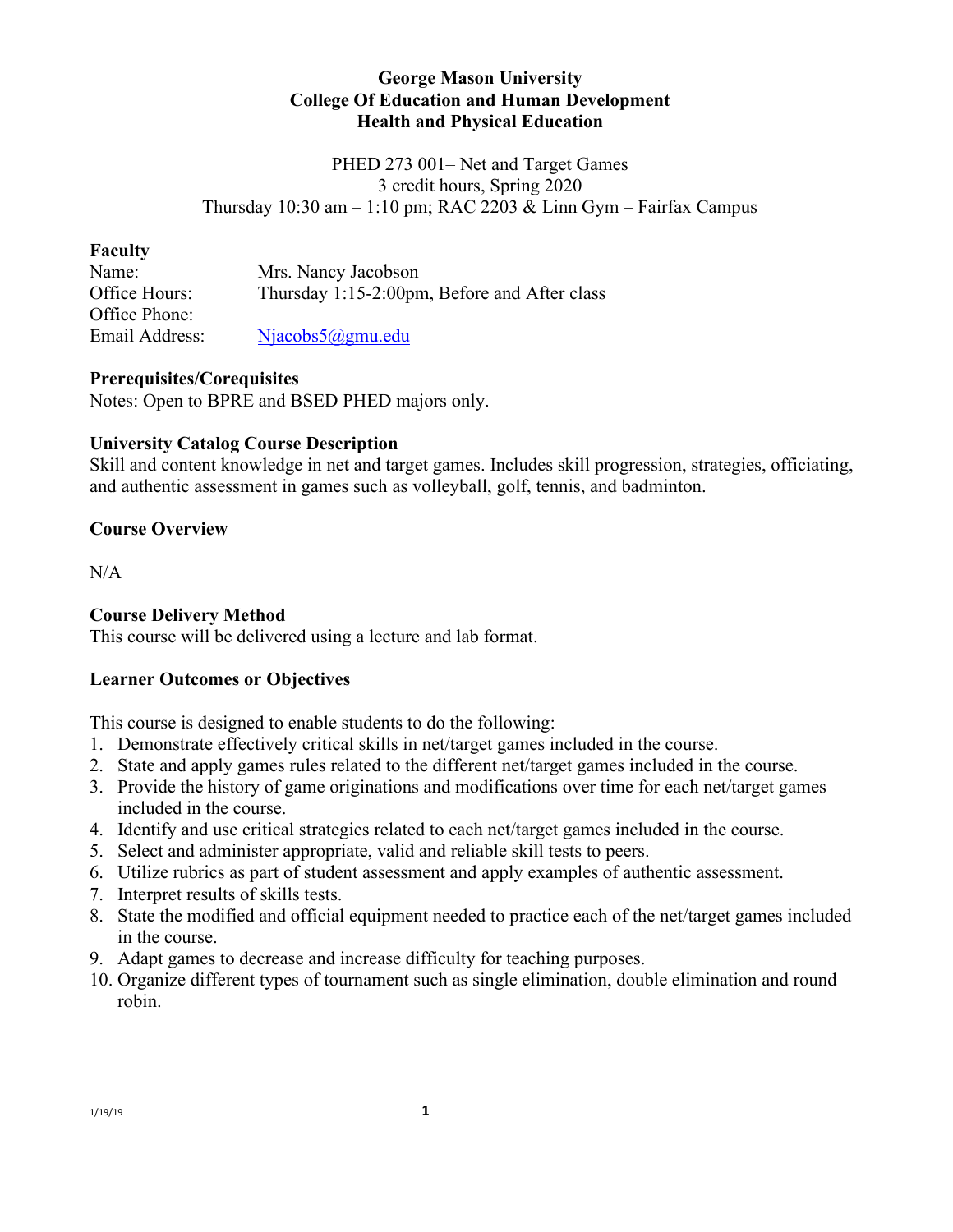**George Mason University**
**College Of Education and Human Development**
**Health and Physical Education**

PHED 273 001– Net and Target Games
3 credit hours, Spring 2020
Thursday 10:30 am – 1:10 pm; RAC 2203 & Linn Gym – Fairfax Campus

## Faculty

| | |
|---|---|
| Name: | Mrs. Nancy Jacobson |
| Office Hours: | Thursday 1:15-2:00pm, Before and After class |
| Office Phone: | |
| Email Address: | Njacobs5@gmu.edu |

## Prerequisites/Corequisites

Notes: Open to BPRE and BSED PHED majors only.

## University Catalog Course Description

Skill and content knowledge in net and target games. Includes skill progression, strategies, officiating, and authentic assessment in games such as volleyball, golf, tennis, and badminton.

## Course Overview

N/A

## Course Delivery Method

This course will be delivered using a lecture and lab format.

## Learner Outcomes or Objectives

This course is designed to enable students to do the following:

1. Demonstrate effectively critical skills in net/target games included in the course.
2. State and apply games rules related to the different net/target games included in the course.
3. Provide the history of game originations and modifications over time for each net/target games included in the course.
4. Identify and use critical strategies related to each net/target games included in the course.
5. Select and administer appropriate, valid and reliable skill tests to peers.
6. Utilize rubrics as part of student assessment and apply examples of authentic assessment.
7. Interpret results of skills tests.
8. State the modified and official equipment needed to practice each of the net/target games included in the course.
9. Adapt games to decrease and increase difficulty for teaching purposes.
10. Organize different types of tournament such as single elimination, double elimination and round robin.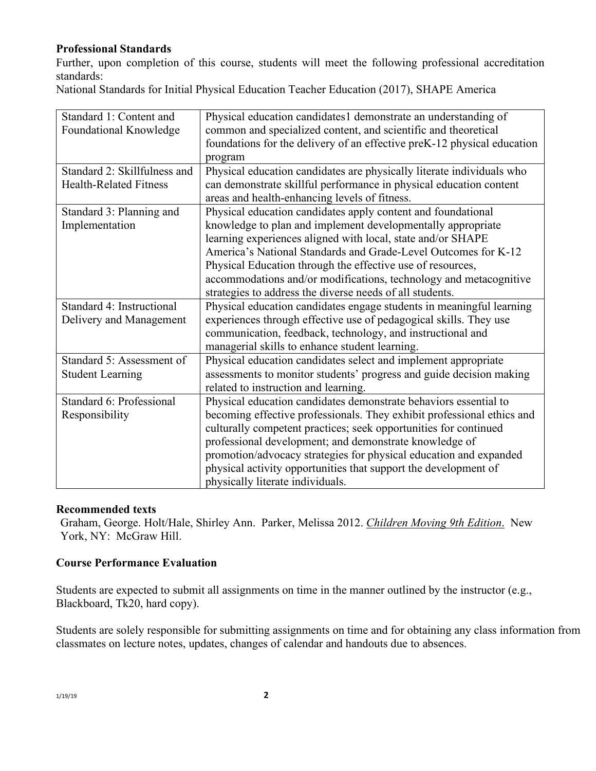**Professional Standards**

Further, upon completion of this course, students will meet the following professional accreditation standards:

National Standards for Initial Physical Education Teacher Education (2017), SHAPE America

| Standard | Description |
|---|---|
| Standard 1: Content and Foundational Knowledge | Physical education candidates1 demonstrate an understanding of common and specialized content, and scientific and theoretical foundations for the delivery of an effective preK-12 physical education program |
| Standard 2: Skillfulness and Health-Related Fitness | Physical education candidates are physically literate individuals who can demonstrate skillful performance in physical education content areas and health-enhancing levels of fitness. |
| Standard 3: Planning and Implementation | Physical education candidates apply content and foundational knowledge to plan and implement developmentally appropriate learning experiences aligned with local, state and/or SHAPE America's National Standards and Grade-Level Outcomes for K-12 Physical Education through the effective use of resources, accommodations and/or modifications, technology and metacognitive strategies to address the diverse needs of all students. |
| Standard 4: Instructional Delivery and Management | Physical education candidates engage students in meaningful learning experiences through effective use of pedagogical skills. They use communication, feedback, technology, and instructional and managerial skills to enhance student learning. |
| Standard 5: Assessment of Student Learning | Physical education candidates select and implement appropriate assessments to monitor students' progress and guide decision making related to instruction and learning. |
| Standard 6: Professional Responsibility | Physical education candidates demonstrate behaviors essential to becoming effective professionals. They exhibit professional ethics and culturally competent practices; seek opportunities for continued professional development; and demonstrate knowledge of promotion/advocacy strategies for physical education and expanded physical activity opportunities that support the development of physically literate individuals. |

**Recommended texts**

Graham, George. Holt/Hale, Shirley Ann. Parker, Melissa 2012. *Children Moving 9th Edition*. New York, NY: McGraw Hill.

**Course Performance Evaluation**

Students are expected to submit all assignments on time in the manner outlined by the instructor (e.g., Blackboard, Tk20, hard copy).

Students are solely responsible for submitting assignments on time and for obtaining any class information from classmates on lecture notes, updates, changes of calendar and handouts due to absences.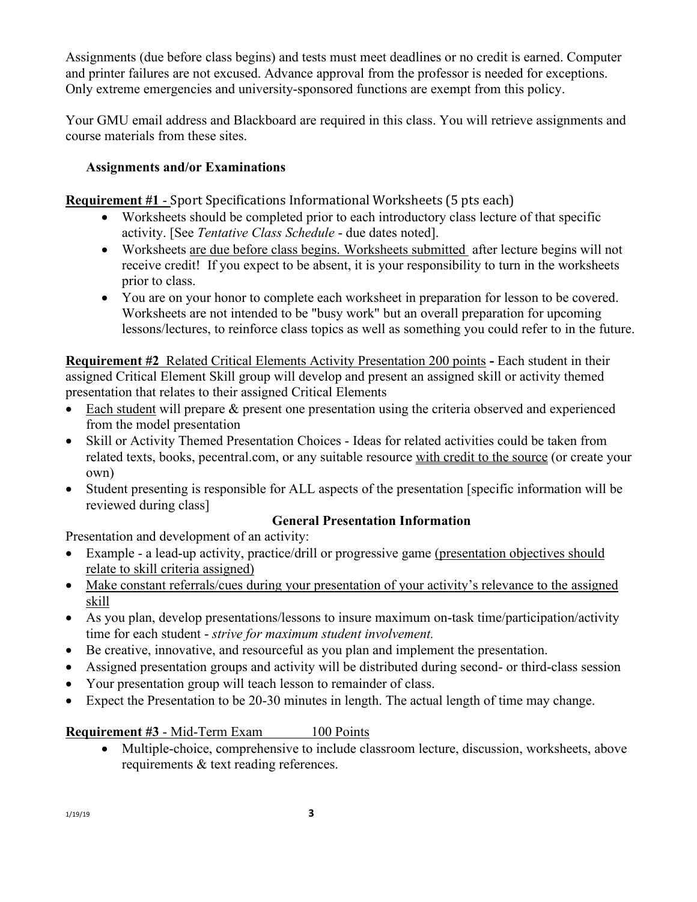Assignments (due before class begins) and tests must meet deadlines or no credit is earned. Computer and printer failures are not excused. Advance approval from the professor is needed for exceptions. Only extreme emergencies and university-sponsored functions are exempt from this policy.

Your GMU email address and Blackboard are required in this class. You will retrieve assignments and course materials from these sites.

### Assignments and/or Examinations

**Requirement #1** - Sport Specifications Informational Worksheets (5 pts each)

- Worksheets should be completed prior to each introductory class lecture of that specific activity. [See *Tentative Class Schedule* - due dates noted].
- Worksheets are due before class begins. Worksheets submitted after lecture begins will not receive credit! If you expect to be absent, it is your responsibility to turn in the worksheets prior to class.
- You are on your honor to complete each worksheet in preparation for lesson to be covered. Worksheets are not intended to be "busy work" but an overall preparation for upcoming lessons/lectures, to reinforce class topics as well as something you could refer to in the future.

**Requirement #2** Related Critical Elements Activity Presentation 200 points **-** Each student in their assigned Critical Element Skill group will develop and present an assigned skill or activity themed presentation that relates to their assigned Critical Elements

- Each student will prepare & present one presentation using the criteria observed and experienced from the model presentation
- Skill or Activity Themed Presentation Choices - Ideas for related activities could be taken from related texts, books, pecentral.com, or any suitable resource with credit to the source (or create your own)
- Student presenting is responsible for ALL aspects of the presentation [specific information will be reviewed during class]

**General Presentation Information**

Presentation and development of an activity:

- Example - a lead-up activity, practice/drill or progressive game (presentation objectives should relate to skill criteria assigned)
- Make constant referrals/cues during your presentation of your activity's relevance to the assigned skill
- As you plan, develop presentations/lessons to insure maximum on-task time/participation/activity time for each student - *strive for maximum student involvement.*
- Be creative, innovative, and resourceful as you plan and implement the presentation.
- Assigned presentation groups and activity will be distributed during second- or third-class session
- Your presentation group will teach lesson to remainder of class.
- Expect the Presentation to be 20-30 minutes in length. The actual length of time may change.

**Requirement #3** - Mid-Term Exam 100 Points

- Multiple-choice, comprehensive to include classroom lecture, discussion, worksheets, above requirements & text reading references.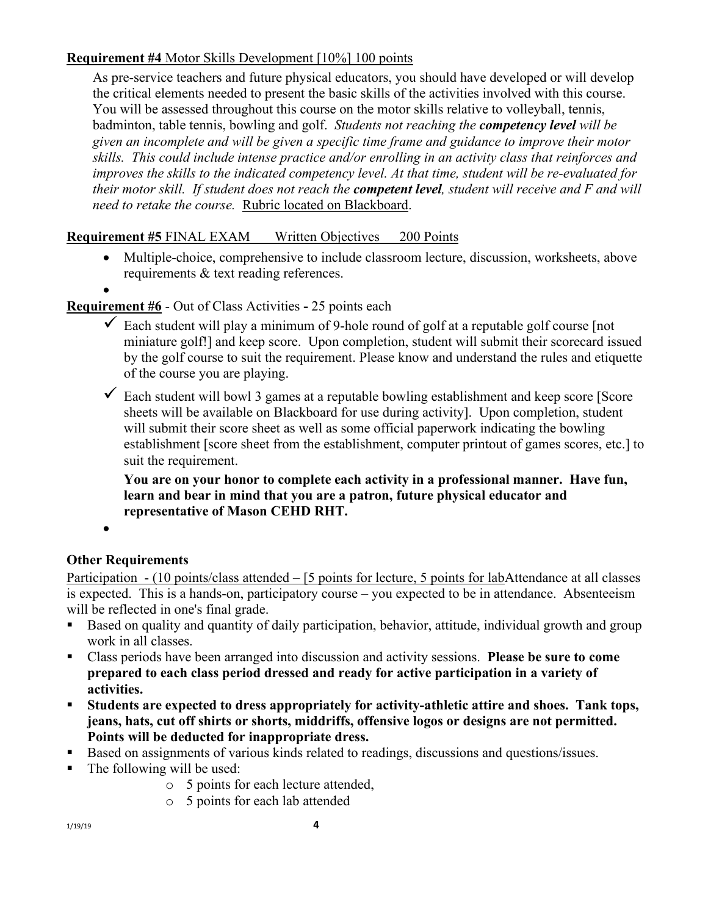**Requirement #4** Motor Skills Development [10%] 100 points

As pre-service teachers and future physical educators, you should have developed or will develop the critical elements needed to present the basic skills of the activities involved with this course. You will be assessed throughout this course on the motor skills relative to volleyball, tennis, badminton, table tennis, bowling and golf. *Students not reaching the **competency level** will be given an incomplete and will be given a specific time frame and guidance to improve their motor skills. This could include intense practice and/or enrolling in an activity class that reinforces and improves the skills to the indicated competency level. At that time, student will be re-evaluated for their motor skill. If student does not reach the **competent level**, student will receive and F and will need to retake the course.* Rubric located on Blackboard.

**Requirement #5** FINAL EXAM Written Objectives 200 Points

- Multiple-choice, comprehensive to include classroom lecture, discussion, worksheets, above requirements & text reading references.
- 

**Requirement #6** - Out of Class Activities **-** 25 points each

- ✓ Each student will play a minimum of 9-hole round of golf at a reputable golf course [not miniature golf!] and keep score. Upon completion, student will submit their scorecard issued by the golf course to suit the requirement. Please know and understand the rules and etiquette of the course you are playing.
- ✓ Each student will bowl 3 games at a reputable bowling establishment and keep score [Score sheets will be available on Blackboard for use during activity]. Upon completion, student will submit their score sheet as well as some official paperwork indicating the bowling establishment [score sheet from the establishment, computer printout of games scores, etc.] to suit the requirement.

  **You are on your honor to complete each activity in a professional manner. Have fun, learn and bear in mind that you are a patron, future physical educator and representative of Mason CEHD RHT.**

- 

**Other Requirements**

Participation - (10 points/class attended – [5 points for lecture, 5 points for labAttendance at all classes is expected. This is a hands-on, participatory course – you expected to be in attendance. Absenteeism will be reflected in one's final grade.

- Based on quality and quantity of daily participation, behavior, attitude, individual growth and group work in all classes.
- Class periods have been arranged into discussion and activity sessions. **Please be sure to come prepared to each class period dressed and ready for active participation in a variety of activities.**
- **Students are expected to dress appropriately for activity-athletic attire and shoes. Tank tops, jeans, hats, cut off shirts or shorts, middriffs, offensive logos or designs are not permitted. Points will be deducted for inappropriate dress.**
- Based on assignments of various kinds related to readings, discussions and questions/issues.
- The following will be used:
  - 5 points for each lecture attended,
  - 5 points for each lab attended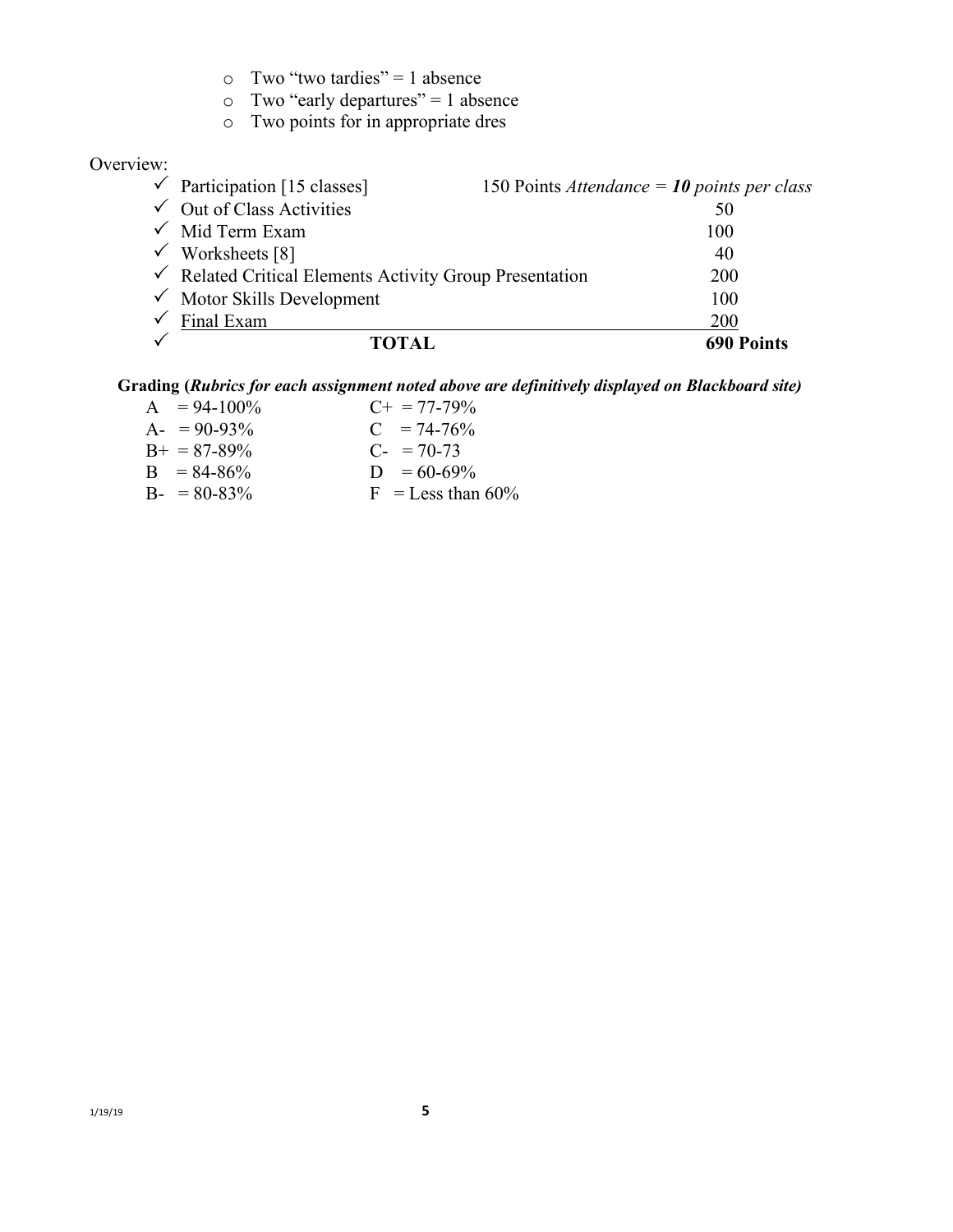- Two "two tardies" = 1 absence
- Two "early departures" = 1 absence
- Two points for in appropriate dres

Overview:

| | Item | Points |
|---|---|---|
| ✓ | Participation [15 classes] | 150 Points *Attendance = **10** points per class* |
| ✓ | Out of Class Activities | 50 |
| ✓ | Mid Term Exam | 100 |
| ✓ | Worksheets [8] | 40 |
| ✓ | Related Critical Elements Activity Group Presentation | 200 |
| ✓ | Motor Skills Development | 100 |
| ✓ | Final Exam | 200 |
| ✓ | **TOTAL** | **690 Points** |

**Grading (*Rubrics for each assignment noted above are definitively displayed on Blackboard site*)**

| | |
|---|---|
| A = 94-100% | C+ = 77-79% |
| A- = 90-93% | C = 74-76% |
| B+ = 87-89% | C- = 70-73 |
| B = 84-86% | D = 60-69% |
| B- = 80-83% | F = Less than 60% |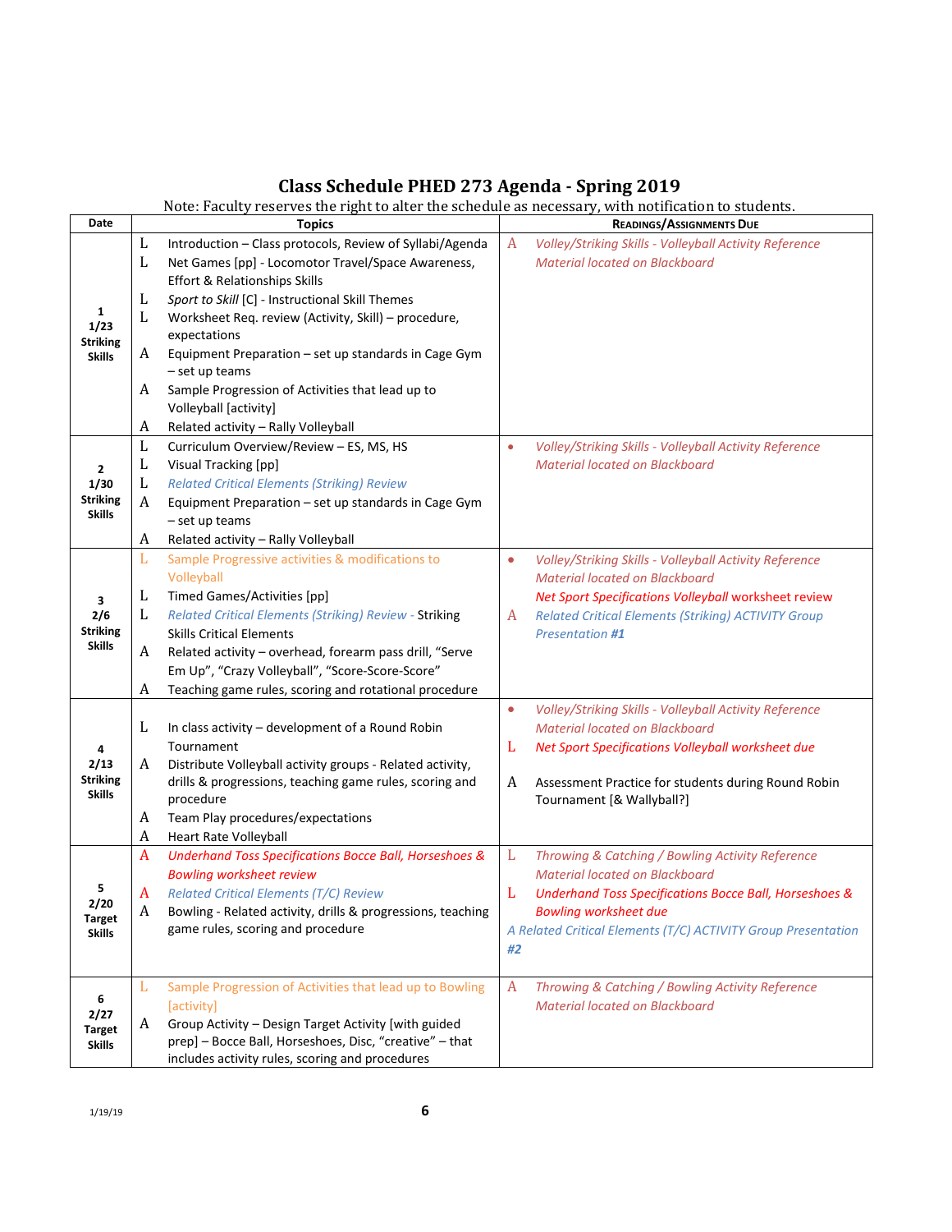# Class Schedule PHED 273 Agenda - Spring 2019

Note: Faculty reserves the right to alter the schedule as necessary, with notification to students.

| Date | Topics | Readings/Assignments Due |
|---|---|---|
| **1 1/23 Striking Skills** | L Introduction – Class protocols, Review of Syllabi/Agenda<br>L Net Games [pp] - Locomotor Travel/Space Awareness, Effort & Relationships Skills<br>L *Sport to Skill* [C] - Instructional Skill Themes<br>L Worksheet Req. review (Activity, Skill) – procedure, expectations<br>A Equipment Preparation – set up standards in Cage Gym – set up teams<br>A Sample Progression of Activities that lead up to Volleyball [activity]<br>A Related activity – Rally Volleyball | A *Volley/Striking Skills - Volleyball Activity Reference Material located on Blackboard* |
| **2 1/30 Striking Skills** | L Curriculum Overview/Review – ES, MS, HS<br>L Visual Tracking [pp]<br>L *Related Critical Elements (Striking) Review*<br>A Equipment Preparation – set up standards in Cage Gym – set up teams<br>A Related activity – Rally Volleyball | • *Volley/Striking Skills - Volleyball Activity Reference Material located on Blackboard* |
| **3 2/6 Striking Skills** | L Sample Progressive activities & modifications to Volleyball<br>L Timed Games/Activities [pp]<br>L *Related Critical Elements (Striking) Review* - Striking Skills Critical Elements<br>A Related activity – overhead, forearm pass drill, "Serve Em Up", "Crazy Volleyball", "Score-Score-Score"<br>A Teaching game rules, scoring and rotational procedure | • *Volley/Striking Skills - Volleyball Activity Reference Material located on Blackboard*<br>*Net Sport Specifications Volleyball* worksheet review<br>A *Related Critical Elements (Striking) ACTIVITY Group Presentation **#1*** |
| **4 2/13 Striking Skills** | L In class activity – development of a Round Robin Tournament<br>A Distribute Volleyball activity groups - Related activity, drills & progressions, teaching game rules, scoring and procedure<br>A Team Play procedures/expectations<br>A Heart Rate Volleyball | • *Volley/Striking Skills - Volleyball Activity Reference Material located on Blackboard*<br>L *Net Sport Specifications Volleyball worksheet due*<br>A Assessment Practice for students during Round Robin Tournament [& Wallyball?] |
| **5 2/20 Target Skills** | A *Underhand Toss Specifications Bocce Ball, Horseshoes & Bowling worksheet review*<br>A *Related Critical Elements (T/C) Review*<br>A Bowling - Related activity, drills & progressions, teaching game rules, scoring and procedure | L *Throwing & Catching / Bowling Activity Reference Material located on Blackboard*<br>L *Underhand Toss Specifications Bocce Ball, Horseshoes & Bowling worksheet due*<br>*A Related Critical Elements (T/C) ACTIVITY Group Presentation **#2*** |
| **6 2/27 Target Skills** | L Sample Progression of Activities that lead up to Bowling [activity]<br>A Group Activity – Design Target Activity [with guided prep] – Bocce Ball, Horseshoes, Disc, "creative" – that includes activity rules, scoring and procedures | A *Throwing & Catching / Bowling Activity Reference Material located on Blackboard* |

1/19/19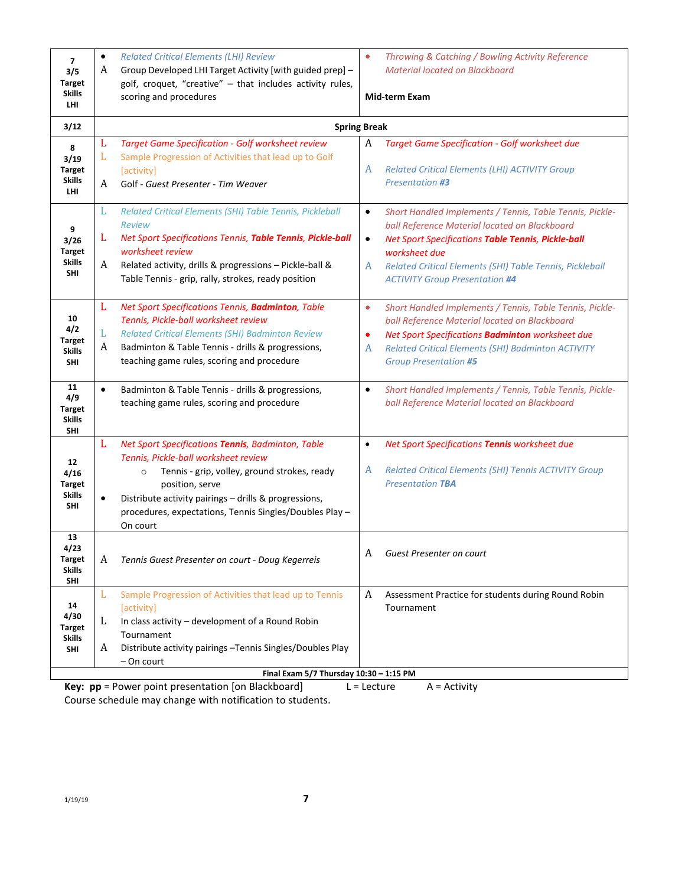| | | |
|---|---|---|
| **7**<br>**3/5**<br>**Target Skills LHI** | • *Related Critical Elements (LHI) Review*<br>A Group Developed LHI Target Activity [with guided prep] – golf, croquet, "creative" – that includes activity rules, scoring and procedures | • *Throwing & Catching / Bowling Activity Reference Material located on Blackboard*<br><br>**Mid-term Exam** |
| **3/12** | **Spring Break** | |
| **8**<br>**3/19**<br>**Target Skills LHI** | L *Target Game Specification - Golf worksheet review*<br>L Sample Progression of Activities that lead up to Golf [activity]<br>A Golf - *Guest Presenter - Tim Weaver* | A *Target Game Specification - Golf worksheet due*<br><br>A *Related Critical Elements (LHI) ACTIVITY Group Presentation **#3*** |
| **9**<br>**3/26**<br>**Target Skills SHI** | L *Related Critical Elements (SHI) Table Tennis, Pickleball Review*<br>L *Net Sport Specifications Tennis, **Table Tennis**, **Pickle-ball** worksheet review*<br>A Related activity, drills & progressions – Pickle-ball & Table Tennis - grip, rally, strokes, ready position | • *Short Handled Implements / Tennis, Table Tennis, Pickle-ball Reference Material located on Blackboard*<br>• *Net Sport Specifications **Table Tennis**, **Pickle-ball** worksheet due*<br>A *Related Critical Elements (SHI) Table Tennis, Pickleball ACTIVITY Group Presentation **#4*** |
| **10**<br>**4/2**<br>**Target Skills SHI** | L *Net Sport Specifications Tennis, **Badminton**, Table Tennis, Pickle-ball worksheet review*<br>L *Related Critical Elements (SHI) Badminton Review*<br>A Badminton & Table Tennis - drills & progressions, teaching game rules, scoring and procedure | • *Short Handled Implements / Tennis, Table Tennis, Pickle-ball Reference Material located on Blackboard*<br>• *Net Sport Specifications **Badminton** worksheet due*<br>A *Related Critical Elements (SHI) Badminton ACTIVITY Group Presentation **#5*** |
| **11**<br>**4/9**<br>**Target Skills SHI** | • Badminton & Table Tennis - drills & progressions, teaching game rules, scoring and procedure | • *Short Handled Implements / Tennis, Table Tennis, Pickle-ball Reference Material located on Blackboard* |
| **12**<br>**4/16**<br>**Target Skills SHI** | L *Net Sport Specifications **Tennis**, Badminton, Table Tennis, Pickle-ball worksheet review*<br>○ Tennis - grip, volley, ground strokes, ready position, serve<br>• Distribute activity pairings – drills & progressions, procedures, expectations, Tennis Singles/Doubles Play – On court | • *Net Sport Specifications **Tennis** worksheet due*<br><br>A *Related Critical Elements (SHI) Tennis ACTIVITY Group Presentation **TBA*** |
| **13**<br>**4/23**<br>**Target Skills SHI** | A *Tennis Guest Presenter on court - Doug Kegerreis* | A *Guest Presenter on court* |
| **14**<br>**4/30**<br>**Target Skills SHI** | L Sample Progression of Activities that lead up to Tennis [activity]<br>L In class activity – development of a Round Robin Tournament<br>A Distribute activity pairings –Tennis Singles/Doubles Play – On court | A Assessment Practice for students during Round Robin Tournament |
| **Final Exam 5/7 Thursday 10:30 – 1:15 PM** | | |

**Key: pp** = Power point presentation [on Blackboard]  L = Lecture  A = Activity

Course schedule may change with notification to students.

1/19/19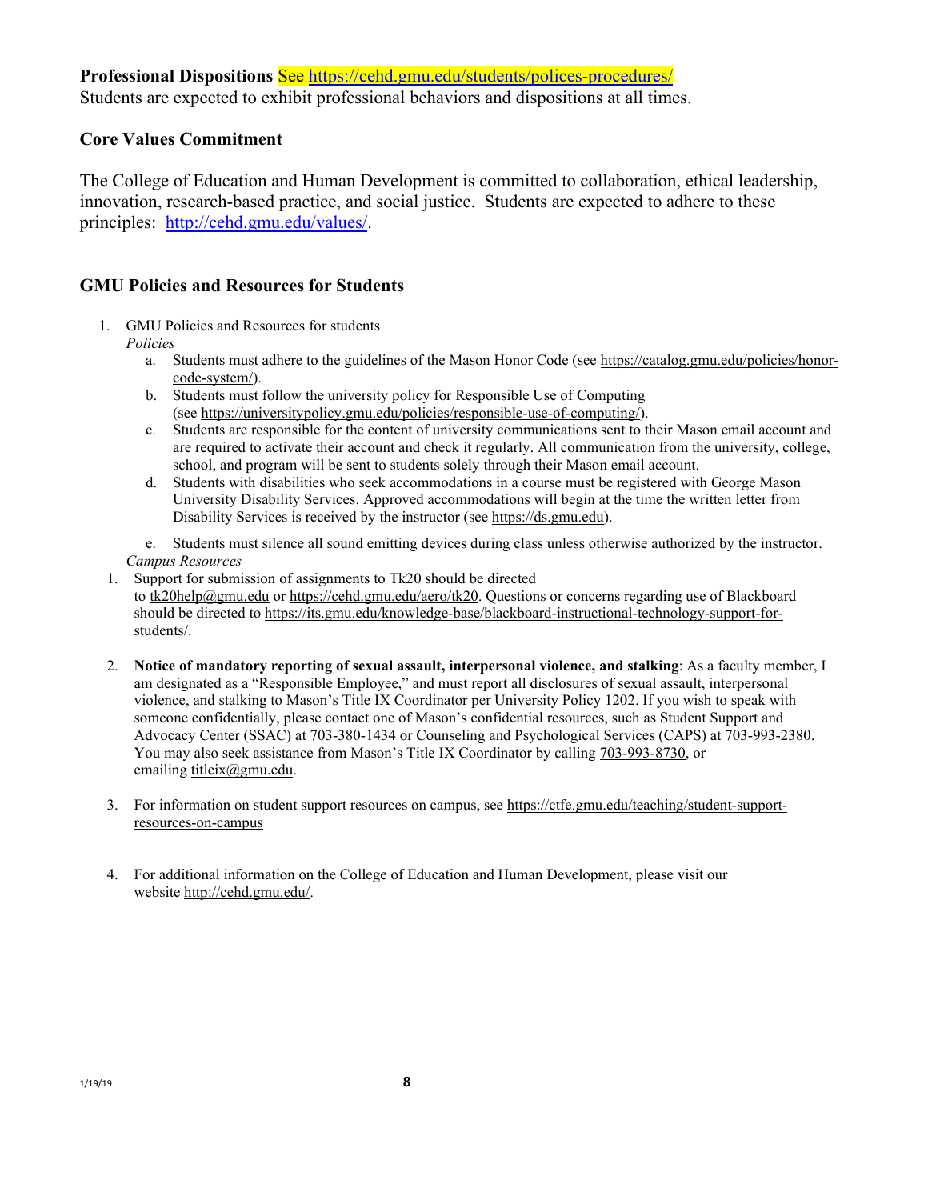**Professional Dispositions** See https://cehd.gmu.edu/students/polices-procedures/

Students are expected to exhibit professional behaviors and dispositions at all times.

### Core Values Commitment

The College of Education and Human Development is committed to collaboration, ethical leadership, innovation, research-based practice, and social justice. Students are expected to adhere to these principles: http://cehd.gmu.edu/values/.

### GMU Policies and Resources for Students

1. GMU Policies and Resources for students

   *Policies*

   a. Students must adhere to the guidelines of the Mason Honor Code (see https://catalog.gmu.edu/policies/honor-code-system/).
   b. Students must follow the university policy for Responsible Use of Computing (see https://universitypolicy.gmu.edu/policies/responsible-use-of-computing/).
   c. Students are responsible for the content of university communications sent to their Mason email account and are required to activate their account and check it regularly. All communication from the university, college, school, and program will be sent to students solely through their Mason email account.
   d. Students with disabilities who seek accommodations in a course must be registered with George Mason University Disability Services. Approved accommodations will begin at the time the written letter from Disability Services is received by the instructor (see https://ds.gmu.edu).
   e. Students must silence all sound emitting devices during class unless otherwise authorized by the instructor.

   *Campus Resources*

1. Support for submission of assignments to Tk20 should be directed to tk20help@gmu.edu or https://cehd.gmu.edu/aero/tk20. Questions or concerns regarding use of Blackboard should be directed to https://its.gmu.edu/knowledge-base/blackboard-instructional-technology-support-for-students/.

2. **Notice of mandatory reporting of sexual assault, interpersonal violence, and stalking**: As a faculty member, I am designated as a "Responsible Employee," and must report all disclosures of sexual assault, interpersonal violence, and stalking to Mason's Title IX Coordinator per University Policy 1202. If you wish to speak with someone confidentially, please contact one of Mason's confidential resources, such as Student Support and Advocacy Center (SSAC) at 703-380-1434 or Counseling and Psychological Services (CAPS) at 703-993-2380. You may also seek assistance from Mason's Title IX Coordinator by calling 703-993-8730, or emailing titleix@gmu.edu.

3. For information on student support resources on campus, see https://ctfe.gmu.edu/teaching/student-support-resources-on-campus

4. For additional information on the College of Education and Human Development, please visit our website http://cehd.gmu.edu/.